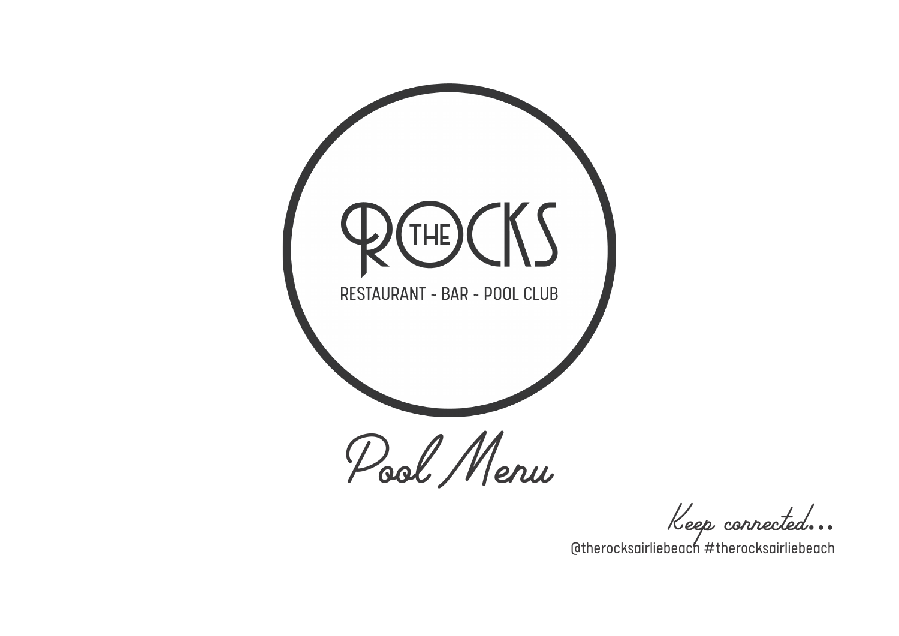# THE ROCKS

RESTAURANT ~ BAR ~ POOL CLUB

## Pool Menu

*Keep connected...*

@therocksairliebeach #therocksairliebeach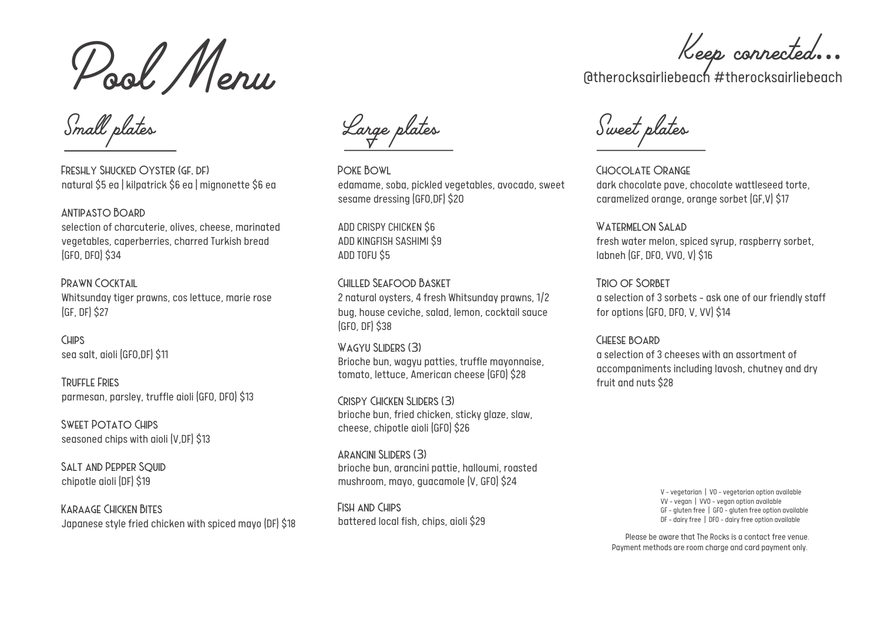# Pool Menu

## Keep connected...

@therocksairliebeach #therocksairliebeach

## Small plates

**Freshly Shucked Oyster (GF, DF)**
natural $5 ea | kilpatrick $6 ea | mignonette $6 ea

**Antipasto Board**
selection of charcuterie, olives, cheese, marinated vegetables, caperberries, charred Turkish bread (GFO, DFO) $34

**Prawn Cocktail**
Whitsunday tiger prawns, cos lettuce, marie rose (GF, DF) $27

**Chips**
sea salt, aioli (GFO,DF) $11

**Truffle Fries**
parmesan, parsley, truffle aioli (GFO, DFO) $13

**Sweet Potato Chips**
seasoned chips with aioli (V,DF) $13

**Salt and Pepper Squid**
chipotle aioli (DF) $19

**Karaage Chicken Bites**
Japanese style fried chicken with spiced mayo (DF) $18

## Large plates

**Poke Bowl**
edamame, soba, pickled vegetables, avocado, sweet sesame dressing (GFO,DF) $20

ADD CRISPY CHICKEN $6
ADD KINGFISH SASHIMI $9
ADD TOFU $5

**Chilled Seafood Basket**
2 natural oysters, 4 fresh Whitsunday prawns, 1/2 bug, house ceviche, salad, lemon, cocktail sauce (GFO, DF) $38

**Wagyu Sliders (3)**
Brioche bun, wagyu patties, truffle mayonnaise, tomato, lettuce, American cheese (GFO) $28

**Crispy Chicken Sliders (3)**
brioche bun, fried chicken, sticky glaze, slaw, cheese, chipotle aioli (GFO) $26

**Arancini Sliders (3)**
brioche bun, arancini pattie, halloumi, roasted mushroom, mayo, guacamole (V, GFO) $24

**Fish and Chips**
battered local fish, chips, aioli $29

## Sweet plates

**Chocolate Orange**
dark chocolate pave, chocolate wattleseed torte, caramelized orange, orange sorbet (GF,V) $17

**Watermelon Salad**
fresh water melon, spiced syrup, raspberry sorbet, labneh (GF, DFO, VVO, V) $16

**Trio of Sorbet**
a selection of 3 sorbets - ask one of our friendly staff for options (GFO, DFO, V, VV) $14

**Cheese Board**
a selection of 3 cheeses with an assortment of accompaniments including lavosh, chutney and dry fruit and nuts $28

V - vegetarian | VO - vegetarian option available
VV - vegan | VVO - vegan option available
GF - gluten free | GFO - gluten free option available
DF - dairy free | DFO - dairy free option available

Please be aware that The Rocks is a contact free venue.
Payment methods are room charge and card payment only.